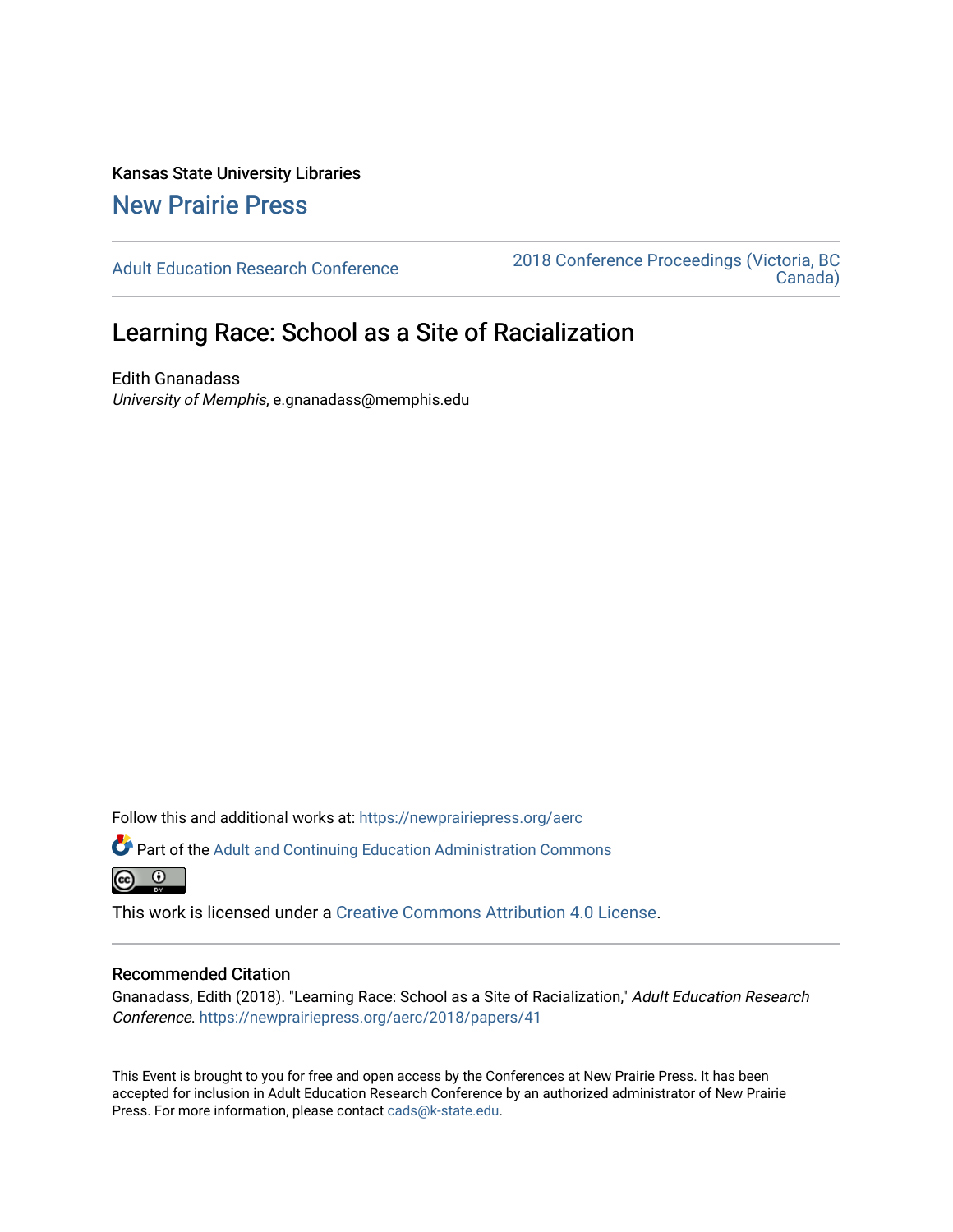Kansas State University Libraries

New Prairie Press

Adult Education Research Conference

2018 Conference Proceedings (Victoria, BC Canada)

# Learning Race: School as a Site of Racialization

Edith Gnanadass

*University of Memphis*, e.gnanadass@memphis.edu

Follow this and additional works at: https://newprairiepress.org/aerc

Part of the Adult and Continuing Education Administration Commons

This work is licensed under a Creative Commons Attribution 4.0 License.

## Recommended Citation

Gnanadass, Edith (2018). "Learning Race: School as a Site of Racialization," *Adult Education Research Conference*. https://newprairiepress.org/aerc/2018/papers/41

This Event is brought to you for free and open access by the Conferences at New Prairie Press. It has been accepted for inclusion in Adult Education Research Conference by an authorized administrator of New Prairie Press. For more information, please contact cads@k-state.edu.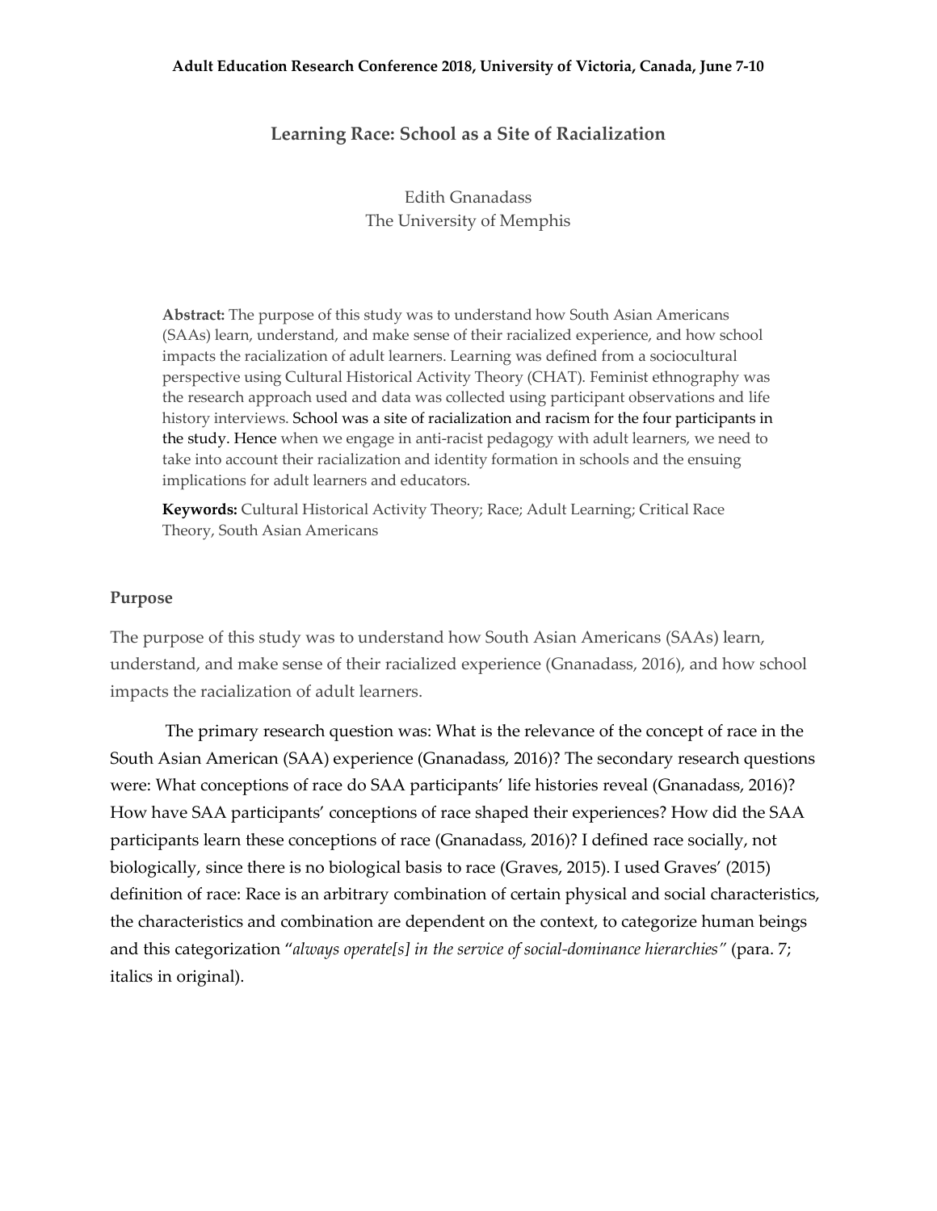**Adult Education Research Conference 2018, University of Victoria, Canada, June 7-10**

# Learning Race: School as a Site of Racialization

Edith Gnanadass
The University of Memphis

**Abstract:** The purpose of this study was to understand how South Asian Americans (SAAs) learn, understand, and make sense of their racialized experience, and how school impacts the racialization of adult learners. Learning was defined from a sociocultural perspective using Cultural Historical Activity Theory (CHAT). Feminist ethnography was the research approach used and data was collected using participant observations and life history interviews. School was a site of racialization and racism for the four participants in the study. Hence when we engage in anti-racist pedagogy with adult learners, we need to take into account their racialization and identity formation in schools and the ensuing implications for adult learners and educators.

**Keywords:** Cultural Historical Activity Theory; Race; Adult Learning; Critical Race Theory, South Asian Americans

## Purpose

The purpose of this study was to understand how South Asian Americans (SAAs) learn, understand, and make sense of their racialized experience (Gnanadass, 2016), and how school impacts the racialization of adult learners.

The primary research question was: What is the relevance of the concept of race in the South Asian American (SAA) experience (Gnanadass, 2016)? The secondary research questions were: What conceptions of race do SAA participants' life histories reveal (Gnanadass, 2016)? How have SAA participants' conceptions of race shaped their experiences? How did the SAA participants learn these conceptions of race (Gnanadass, 2016)? I defined race socially, not biologically, since there is no biological basis to race (Graves, 2015). I used Graves' (2015) definition of race: Race is an arbitrary combination of certain physical and social characteristics, the characteristics and combination are dependent on the context, to categorize human beings and this categorization "*always operate[s] in the service of social-dominance hierarchies"* (para. 7; italics in original).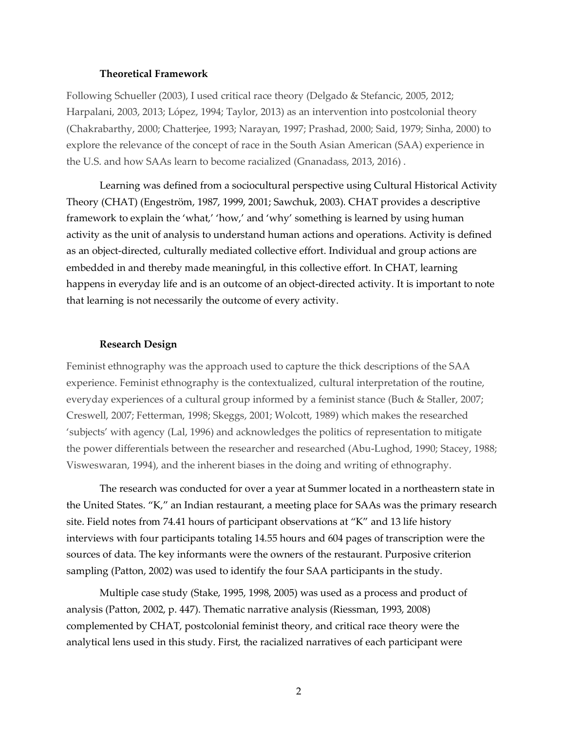### Theoretical Framework

Following Schueller (2003), I used critical race theory (Delgado & Stefancic, 2005, 2012; Harpalani, 2003, 2013; López, 1994; Taylor, 2013) as an intervention into postcolonial theory (Chakrabarthy, 2000; Chatterjee, 1993; Narayan, 1997; Prashad, 2000; Said, 1979; Sinha, 2000) to explore the relevance of the concept of race in the South Asian American (SAA) experience in the U.S. and how SAAs learn to become racialized (Gnanadass, 2013, 2016) .

Learning was defined from a sociocultural perspective using Cultural Historical Activity Theory (CHAT) (Engeström, 1987, 1999, 2001; Sawchuk, 2003). CHAT provides a descriptive framework to explain the 'what,' 'how,' and 'why' something is learned by using human activity as the unit of analysis to understand human actions and operations. Activity is defined as an object-directed, culturally mediated collective effort. Individual and group actions are embedded in and thereby made meaningful, in this collective effort. In CHAT, learning happens in everyday life and is an outcome of an object-directed activity. It is important to note that learning is not necessarily the outcome of every activity.

### Research Design

Feminist ethnography was the approach used to capture the thick descriptions of the SAA experience. Feminist ethnography is the contextualized, cultural interpretation of the routine, everyday experiences of a cultural group informed by a feminist stance (Buch & Staller, 2007; Creswell, 2007; Fetterman, 1998; Skeggs, 2001; Wolcott, 1989) which makes the researched 'subjects' with agency (Lal, 1996) and acknowledges the politics of representation to mitigate the power differentials between the researcher and researched (Abu-Lughod, 1990; Stacey, 1988; Visweswaran, 1994), and the inherent biases in the doing and writing of ethnography.

The research was conducted for over a year at Summer located in a northeastern state in the United States. "K," an Indian restaurant, a meeting place for SAAs was the primary research site. Field notes from 74.41 hours of participant observations at "K" and 13 life history interviews with four participants totaling 14.55 hours and 604 pages of transcription were the sources of data. The key informants were the owners of the restaurant. Purposive criterion sampling (Patton, 2002) was used to identify the four SAA participants in the study.

Multiple case study (Stake, 1995, 1998, 2005) was used as a process and product of analysis (Patton, 2002, p. 447). Thematic narrative analysis (Riessman, 1993, 2008) complemented by CHAT, postcolonial feminist theory, and critical race theory were the analytical lens used in this study. First, the racialized narratives of each participant were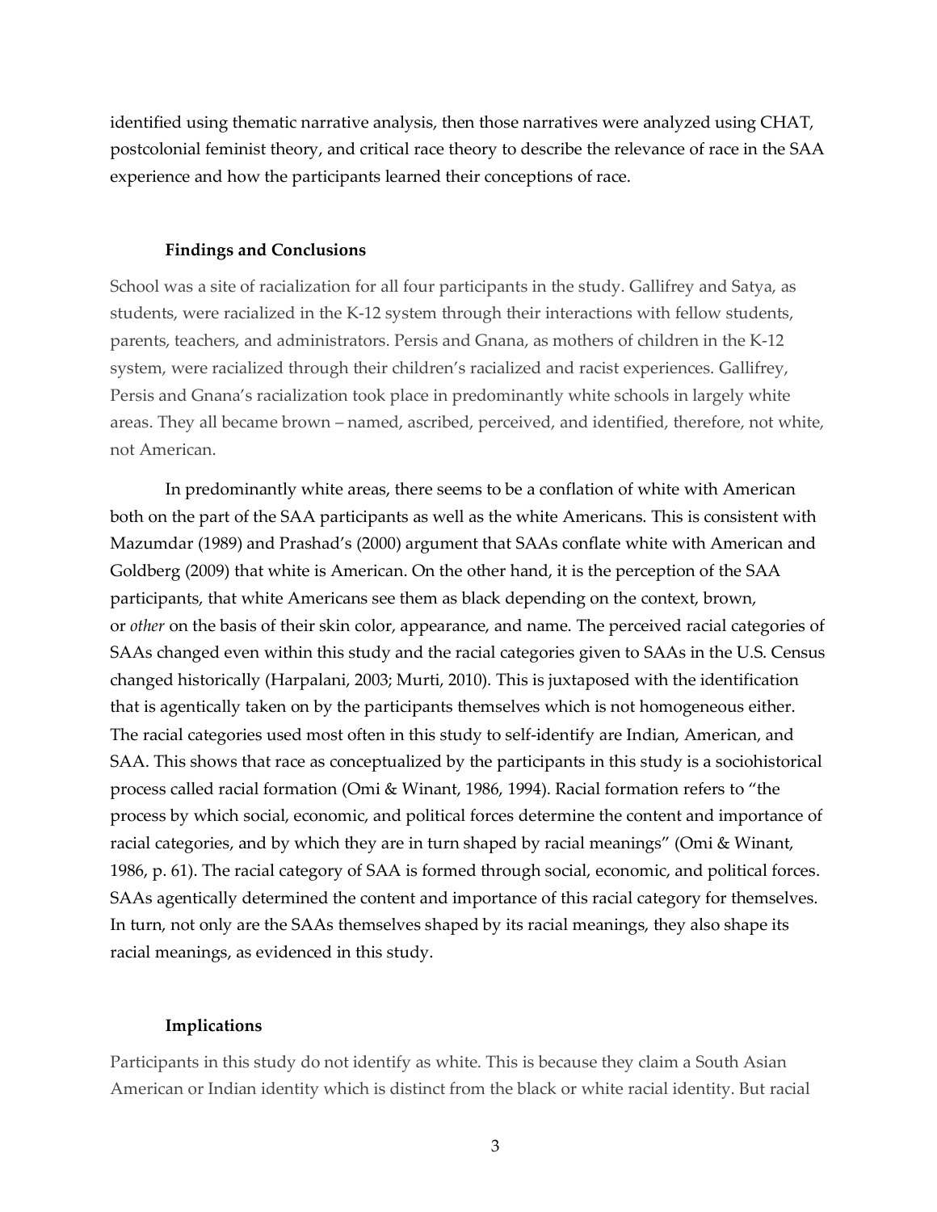identified using thematic narrative analysis, then those narratives were analyzed using CHAT, postcolonial feminist theory, and critical race theory to describe the relevance of race in the SAA experience and how the participants learned their conceptions of race.

### Findings and Conclusions

School was a site of racialization for all four participants in the study. Gallifrey and Satya, as students, were racialized in the K-12 system through their interactions with fellow students, parents, teachers, and administrators. Persis and Gnana, as mothers of children in the K-12 system, were racialized through their children's racialized and racist experiences. Gallifrey, Persis and Gnana's racialization took place in predominantly white schools in largely white areas. They all became brown – named, ascribed, perceived, and identified, therefore, not white, not American.

In predominantly white areas, there seems to be a conflation of white with American both on the part of the SAA participants as well as the white Americans. This is consistent with Mazumdar (1989) and Prashad's (2000) argument that SAAs conflate white with American and Goldberg (2009) that white is American. On the other hand, it is the perception of the SAA participants, that white Americans see them as black depending on the context, brown, or *other* on the basis of their skin color, appearance, and name. The perceived racial categories of SAAs changed even within this study and the racial categories given to SAAs in the U.S. Census changed historically (Harpalani, 2003; Murti, 2010). This is juxtaposed with the identification that is agentically taken on by the participants themselves which is not homogeneous either. The racial categories used most often in this study to self-identify are Indian, American, and SAA. This shows that race as conceptualized by the participants in this study is a sociohistorical process called racial formation (Omi & Winant, 1986, 1994). Racial formation refers to "the process by which social, economic, and political forces determine the content and importance of racial categories, and by which they are in turn shaped by racial meanings" (Omi & Winant, 1986, p. 61). The racial category of SAA is formed through social, economic, and political forces. SAAs agentically determined the content and importance of this racial category for themselves. In turn, not only are the SAAs themselves shaped by its racial meanings, they also shape its racial meanings, as evidenced in this study.

### Implications

Participants in this study do not identify as white. This is because they claim a South Asian American or Indian identity which is distinct from the black or white racial identity. But racial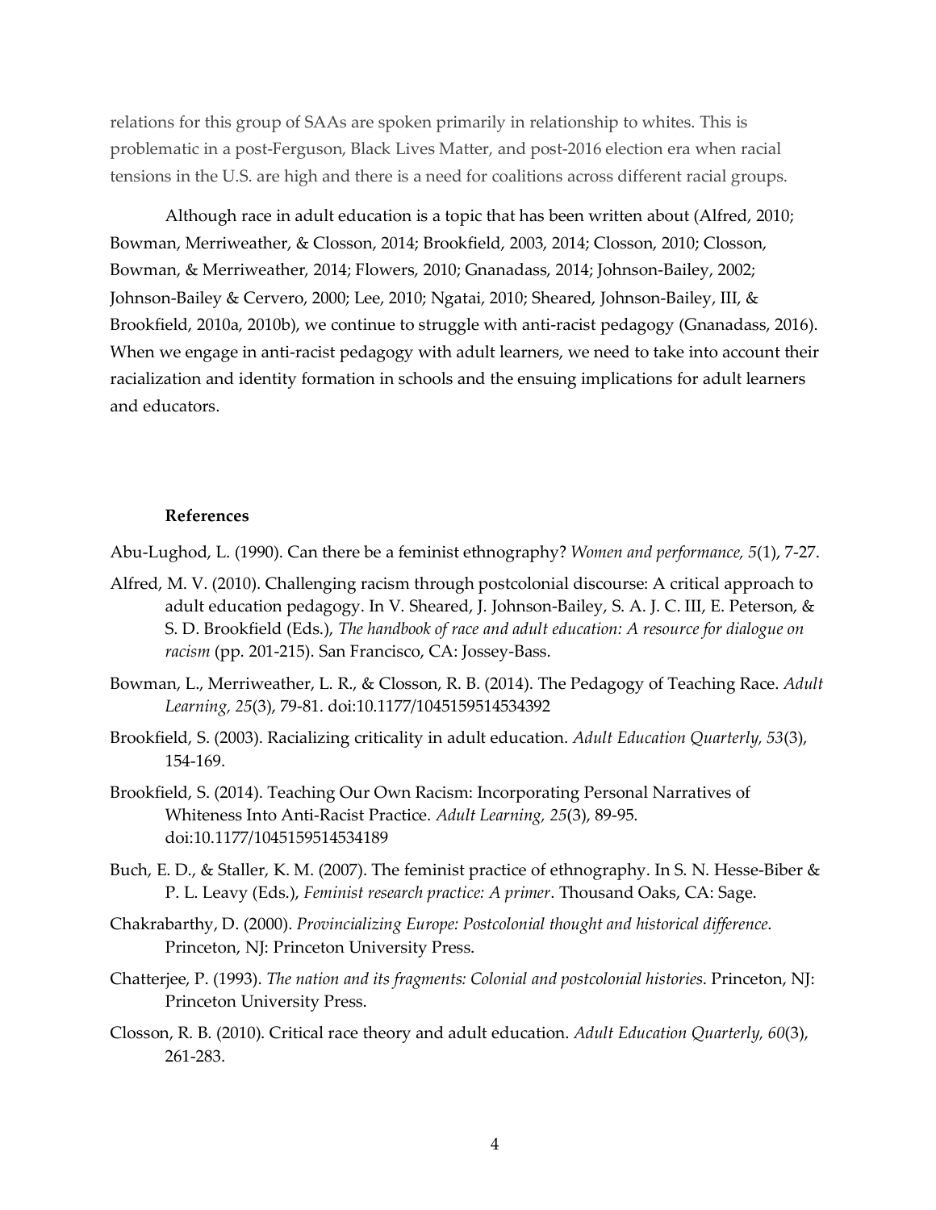relations for this group of SAAs are spoken primarily in relationship to whites. This is problematic in a post-Ferguson, Black Lives Matter, and post-2016 election era when racial tensions in the U.S. are high and there is a need for coalitions across different racial groups.

Although race in adult education is a topic that has been written about (Alfred, 2010; Bowman, Merriweather, & Closson, 2014; Brookfield, 2003, 2014; Closson, 2010; Closson, Bowman, & Merriweather, 2014; Flowers, 2010; Gnanadass, 2014; Johnson-Bailey, 2002; Johnson-Bailey & Cervero, 2000; Lee, 2010; Ngatai, 2010; Sheared, Johnson-Bailey, III, & Brookfield, 2010a, 2010b), we continue to struggle with anti-racist pedagogy (Gnanadass, 2016). When we engage in anti-racist pedagogy with adult learners, we need to take into account their racialization and identity formation in schools and the ensuing implications for adult learners and educators.

## References

Abu-Lughod, L. (1990). Can there be a feminist ethnography? *Women and performance, 5*(1), 7-27.

Alfred, M. V. (2010). Challenging racism through postcolonial discourse: A critical approach to adult education pedagogy. In V. Sheared, J. Johnson-Bailey, S. A. J. C. III, E. Peterson, & S. D. Brookfield (Eds.), *The handbook of race and adult education: A resource for dialogue on racism* (pp. 201-215). San Francisco, CA: Jossey-Bass.

Bowman, L., Merriweather, L. R., & Closson, R. B. (2014). The Pedagogy of Teaching Race. *Adult Learning, 25*(3), 79-81. doi:10.1177/1045159514534392

Brookfield, S. (2003). Racializing criticality in adult education. *Adult Education Quarterly, 53*(3), 154-169.

Brookfield, S. (2014). Teaching Our Own Racism: Incorporating Personal Narratives of Whiteness Into Anti-Racist Practice. *Adult Learning, 25*(3), 89-95. doi:10.1177/1045159514534189

Buch, E. D., & Staller, K. M. (2007). The feminist practice of ethnography. In S. N. Hesse-Biber & P. L. Leavy (Eds.), *Feminist research practice: A primer*. Thousand Oaks, CA: Sage.

Chakrabarthy, D. (2000). *Provincializing Europe: Postcolonial thought and historical difference*. Princeton, NJ: Princeton University Press.

Chatterjee, P. (1993). *The nation and its fragments: Colonial and postcolonial histories*. Princeton, NJ: Princeton University Press.

Closson, R. B. (2010). Critical race theory and adult education. *Adult Education Quarterly, 60*(3), 261-283.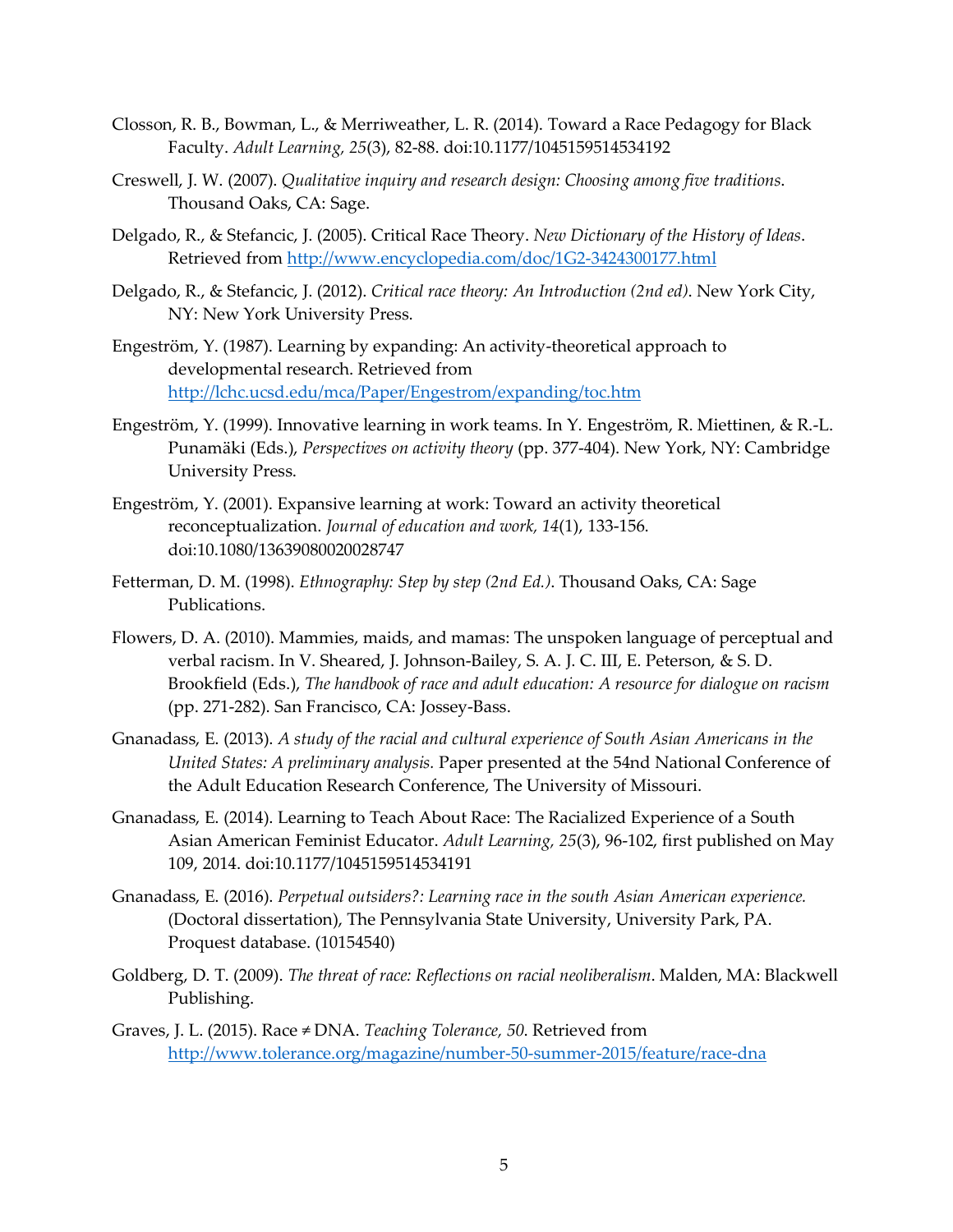Closson, R. B., Bowman, L., & Merriweather, L. R. (2014). Toward a Race Pedagogy for Black Faculty. *Adult Learning, 25*(3), 82-88. doi:10.1177/1045159514534192

Creswell, J. W. (2007). *Qualitative inquiry and research design: Choosing among five traditions*. Thousand Oaks, CA: Sage.

Delgado, R., & Stefancic, J. (2005). Critical Race Theory. *New Dictionary of the History of Ideas*. Retrieved from http://www.encyclopedia.com/doc/1G2-3424300177.html

Delgado, R., & Stefancic, J. (2012). *Critical race theory: An Introduction (2nd ed)*. New York City, NY: New York University Press.

Engeström, Y. (1987). Learning by expanding: An activity-theoretical approach to developmental research. Retrieved from http://lchc.ucsd.edu/mca/Paper/Engestrom/expanding/toc.htm

Engeström, Y. (1999). Innovative learning in work teams. In Y. Engeström, R. Miettinen, & R.-L. Punamäki (Eds.), *Perspectives on activity theory* (pp. 377-404). New York, NY: Cambridge University Press.

Engeström, Y. (2001). Expansive learning at work: Toward an activity theoretical reconceptualization. *Journal of education and work, 14*(1), 133-156. doi:10.1080/13639080020028747

Fetterman, D. M. (1998). *Ethnography: Step by step (2nd Ed.)*. Thousand Oaks, CA: Sage Publications.

Flowers, D. A. (2010). Mammies, maids, and mamas: The unspoken language of perceptual and verbal racism. In V. Sheared, J. Johnson-Bailey, S. A. J. C. III, E. Peterson, & S. D. Brookfield (Eds.), *The handbook of race and adult education: A resource for dialogue on racism* (pp. 271-282). San Francisco, CA: Jossey-Bass.

Gnanadass, E. (2013). *A study of the racial and cultural experience of South Asian Americans in the United States: A preliminary analysis.* Paper presented at the 54nd National Conference of the Adult Education Research Conference, The University of Missouri.

Gnanadass, E. (2014). Learning to Teach About Race: The Racialized Experience of a South Asian American Feminist Educator. *Adult Learning, 25*(3), 96-102, first published on May 109, 2014. doi:10.1177/1045159514534191

Gnanadass, E. (2016). *Perpetual outsiders?: Learning race in the south Asian American experience.* (Doctoral dissertation), The Pennsylvania State University, University Park, PA. Proquest database. (10154540)

Goldberg, D. T. (2009). *The threat of race: Reflections on racial neoliberalism*. Malden, MA: Blackwell Publishing.

Graves, J. L. (2015). Race ≠ DNA. *Teaching Tolerance, 50*. Retrieved from http://www.tolerance.org/magazine/number-50-summer-2015/feature/race-dna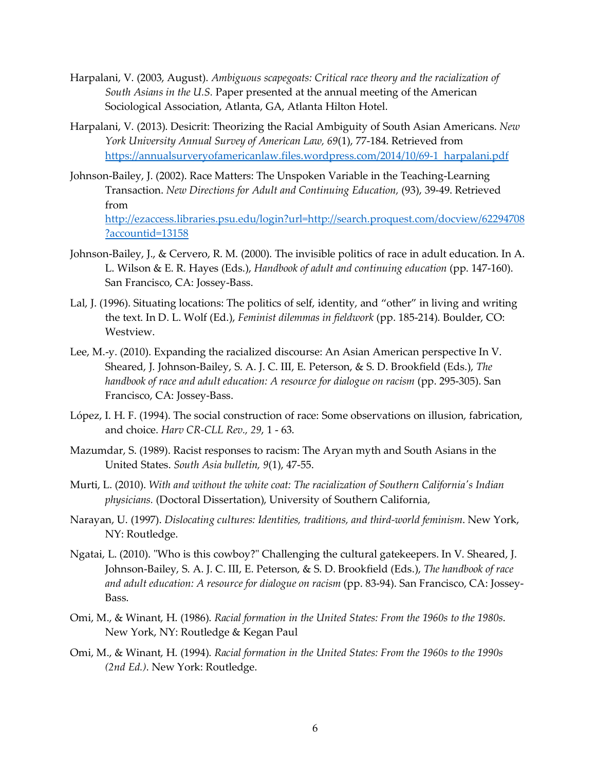Harpalani, V. (2003, August). *Ambiguous scapegoats: Critical race theory and the racialization of South Asians in the U.S.* Paper presented at the annual meeting of the American Sociological Association, Atlanta, GA, Atlanta Hilton Hotel.

Harpalani, V. (2013). Desicrit: Theorizing the Racial Ambiguity of South Asian Americans. *New York University Annual Survey of American Law, 69*(1), 77-184. Retrieved from https://annualsurveyofamericanlaw.files.wordpress.com/2014/10/69-1_harpalani.pdf

Johnson-Bailey, J. (2002). Race Matters: The Unspoken Variable in the Teaching-Learning Transaction. *New Directions for Adult and Continuing Education,* (93), 39-49. Retrieved from http://ezaccess.libraries.psu.edu/login?url=http://search.proquest.com/docview/62294708?accountid=13158

Johnson-Bailey, J., & Cervero, R. M. (2000). The invisible politics of race in adult education. In A. L. Wilson & E. R. Hayes (Eds.), *Handbook of adult and continuing education* (pp. 147-160). San Francisco, CA: Jossey-Bass.

Lal, J. (1996). Situating locations: The politics of self, identity, and "other" in living and writing the text. In D. L. Wolf (Ed.), *Feminist dilemmas in fieldwork* (pp. 185-214). Boulder, CO: Westview.

Lee, M.-y. (2010). Expanding the racialized discourse: An Asian American perspective In V. Sheared, J. Johnson-Bailey, S. A. J. C. III, E. Peterson, & S. D. Brookfield (Eds.), *The handbook of race and adult education: A resource for dialogue on racism* (pp. 295-305). San Francisco, CA: Jossey-Bass.

López, I. H. F. (1994). The social construction of race: Some observations on illusion, fabrication, and choice. *Harv CR-CLL Rev., 29*, 1 - 63.

Mazumdar, S. (1989). Racist responses to racism: The Aryan myth and South Asians in the United States. *South Asia bulletin, 9*(1), 47-55.

Murti, L. (2010). *With and without the white coat: The racialization of Southern California's Indian physicians.* (Doctoral Dissertation), University of Southern California,

Narayan, U. (1997). *Dislocating cultures: Identities, traditions, and third-world feminism*. New York, NY: Routledge.

Ngatai, L. (2010). "Who is this cowboy?" Challenging the cultural gatekeepers. In V. Sheared, J. Johnson-Bailey, S. A. J. C. III, E. Peterson, & S. D. Brookfield (Eds.), *The handbook of race and adult education: A resource for dialogue on racism* (pp. 83-94). San Francisco, CA: Jossey-Bass.

Omi, M., & Winant, H. (1986). *Racial formation in the United States: From the 1960s to the 1980s*. New York, NY: Routledge & Kegan Paul

Omi, M., & Winant, H. (1994). *Racial formation in the United States: From the 1960s to the 1990s (2nd Ed.)*. New York: Routledge.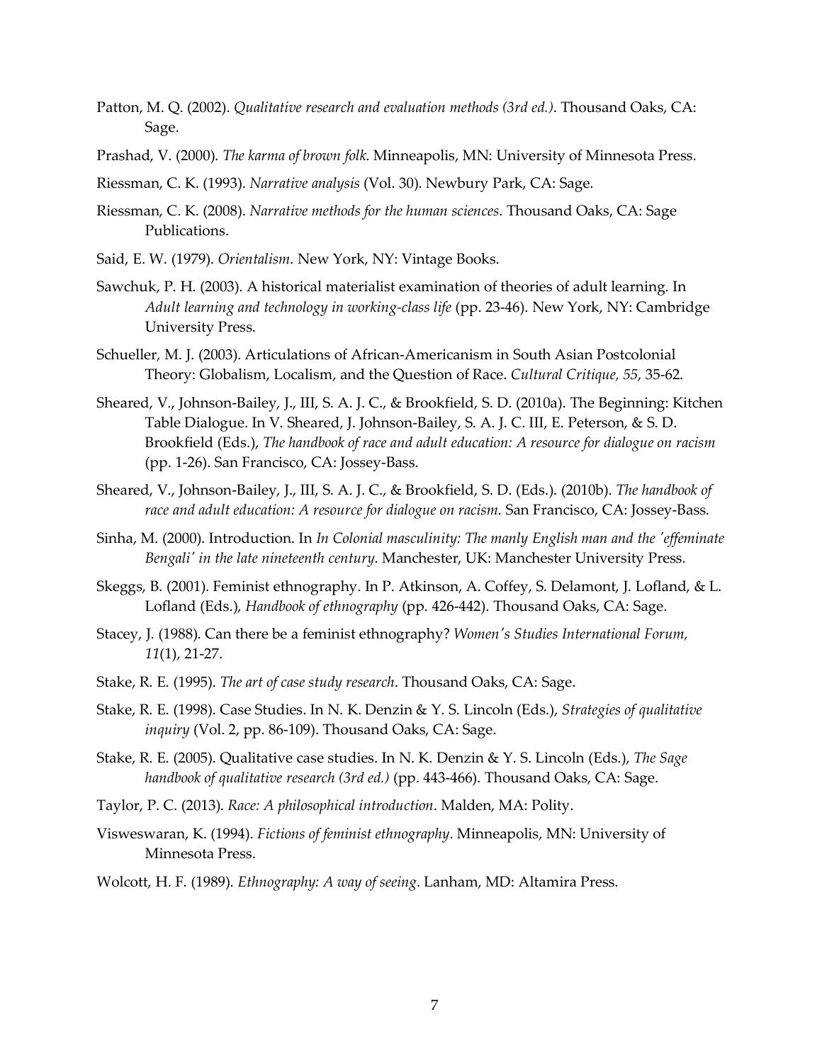Patton, M. Q. (2002). *Qualitative research and evaluation methods (3rd ed.)*. Thousand Oaks, CA: Sage.

Prashad, V. (2000). *The karma of brown folk*. Minneapolis, MN: University of Minnesota Press.

Riessman, C. K. (1993). *Narrative analysis* (Vol. 30). Newbury Park, CA: Sage.

Riessman, C. K. (2008). *Narrative methods for the human sciences*. Thousand Oaks, CA: Sage Publications.

Said, E. W. (1979). *Orientalism*. New York, NY: Vintage Books.

Sawchuk, P. H. (2003). A historical materialist examination of theories of adult learning. In *Adult learning and technology in working-class life* (pp. 23-46). New York, NY: Cambridge University Press.

Schueller, M. J. (2003). Articulations of African-Americanism in South Asian Postcolonial Theory: Globalism, Localism, and the Question of Race. *Cultural Critique, 55*, 35-62.

Sheared, V., Johnson-Bailey, J., III, S. A. J. C., & Brookfield, S. D. (2010a). The Beginning: Kitchen Table Dialogue. In V. Sheared, J. Johnson-Bailey, S. A. J. C. III, E. Peterson, & S. D. Brookfield (Eds.), *The handbook of race and adult education: A resource for dialogue on racism* (pp. 1-26). San Francisco, CA: Jossey-Bass.

Sheared, V., Johnson-Bailey, J., III, S. A. J. C., & Brookfield, S. D. (Eds.). (2010b). *The handbook of race and adult education: A resource for dialogue on racism*. San Francisco, CA: Jossey-Bass.

Sinha, M. (2000). Introduction. In *In Colonial masculinity: The manly English man and the 'effeminate Bengali' in the late nineteenth century*. Manchester, UK: Manchester University Press.

Skeggs, B. (2001). Feminist ethnography. In P. Atkinson, A. Coffey, S. Delamont, J. Lofland, & L. Lofland (Eds.), *Handbook of ethnography* (pp. 426-442). Thousand Oaks, CA: Sage.

Stacey, J. (1988). Can there be a feminist ethnography? *Women's Studies International Forum, 11*(1), 21-27.

Stake, R. E. (1995). *The art of case study research*. Thousand Oaks, CA: Sage.

Stake, R. E. (1998). Case Studies. In N. K. Denzin & Y. S. Lincoln (Eds.), *Strategies of qualitative inquiry* (Vol. 2, pp. 86-109). Thousand Oaks, CA: Sage.

Stake, R. E. (2005). Qualitative case studies. In N. K. Denzin & Y. S. Lincoln (Eds.), *The Sage handbook of qualitative research (3rd ed.)* (pp. 443-466). Thousand Oaks, CA: Sage.

Taylor, P. C. (2013). *Race: A philosophical introduction*. Malden, MA: Polity.

Visweswaran, K. (1994). *Fictions of feminist ethnography*. Minneapolis, MN: University of Minnesota Press.

Wolcott, H. F. (1989). *Ethnography: A way of seeing*. Lanham, MD: Altamira Press.